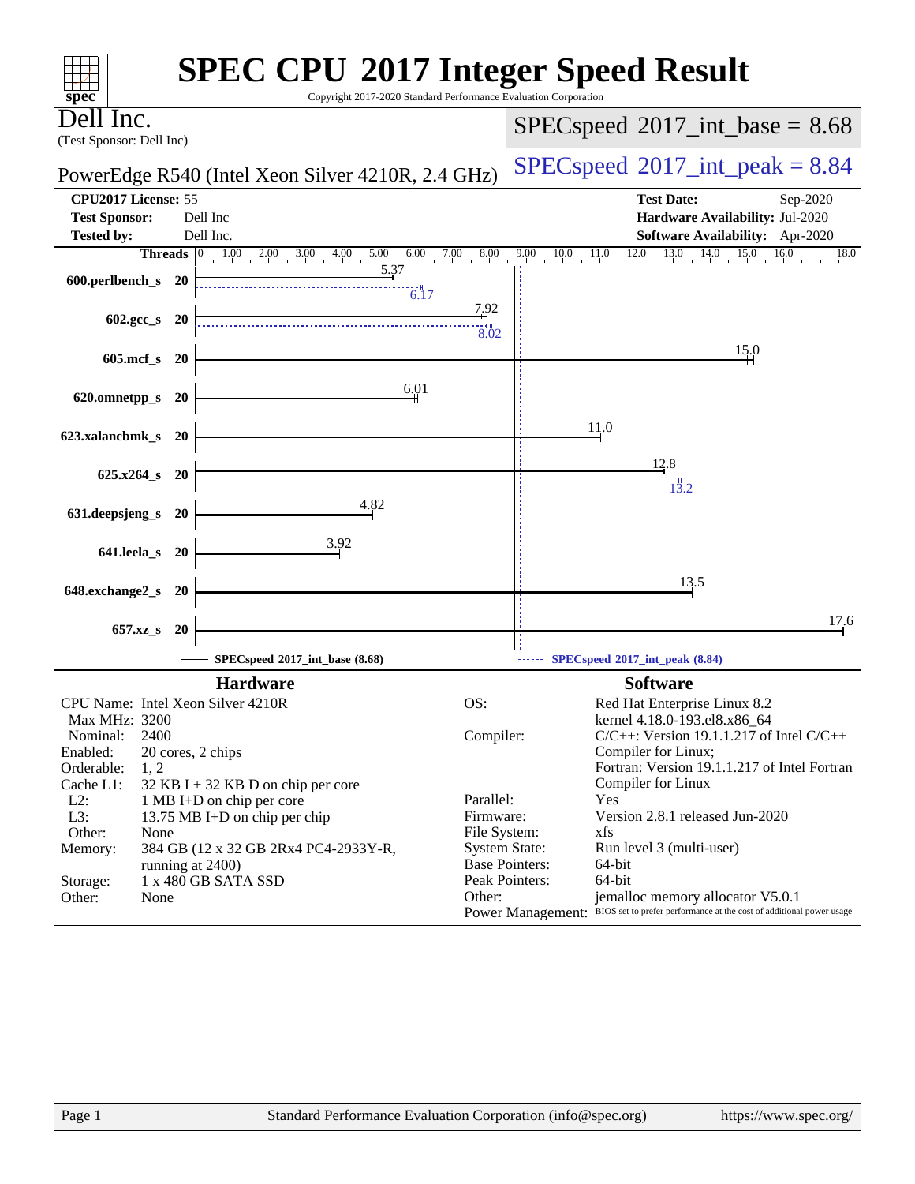# SPEC CPU 2017 Integer Speed Result

Copyright 2017-2020 Standard Performance Evaluation Corporation

**Dell Inc.**
(Test Sponsor: Dell Inc)

PowerEdge R540 (Intel Xeon Silver 4210R, 2.4 GHz)

SPECspeed 2017_int_base = 8.68

SPECspeed 2017_int_peak = 8.84

| | | | |
|---|---|---|---|
| **CPU2017 License:** | 55 | **Test Date:** | Sep-2020 |
| **Test Sponsor:** | Dell Inc | **Hardware Availability:** | Jul-2020 |
| **Tested by:** | Dell Inc. | **Software Availability:** | Apr-2020 |

| Benchmark | Threads | Base | Peak |
|---|---|---|---|
| 600.perlbench_s | 20 | 5.37 | 6.17 |
| 602.gcc_s | 20 | 7.92 | 8.02 |
| 605.mcf_s | 20 | 15.0 | |
| 620.omnetpp_s | 20 | 6.01 | |
| 623.xalancbmk_s | 20 | 11.0 | |
| 625.x264_s | 20 | 12.8 | 13.2 |
| 631.deepsjeng_s | 20 | 4.82 | |
| 641.leela_s | 20 | 3.92 | |
| 648.exchange2_s | 20 | 13.5 | |
| 657.xz_s | 20 | 17.6 | |

SPECspeed 2017_int_base (8.68) — SPECspeed 2017_int_peak (8.84)

## Hardware

| | |
|---|---|
| CPU Name: | Intel Xeon Silver 4210R |
| Max MHz: | 3200 |
| Nominal: | 2400 |
| Enabled: | 20 cores, 2 chips |
| Orderable: | 1, 2 |
| Cache L1: | 32 KB I + 32 KB D on chip per core |
| L2: | 1 MB I+D on chip per core |
| L3: | 13.75 MB I+D on chip per chip |
| Other: | None |
| Memory: | 384 GB (12 x 32 GB 2Rx4 PC4-2933Y-R, running at 2400) |
| Storage: | 1 x 480 GB SATA SSD |
| Other: | None |

## Software

| | |
|---|---|
| OS: | Red Hat Enterprise Linux 8.2 kernel 4.18.0-193.el8.x86_64 |
| Compiler: | C/C++: Version 19.1.1.217 of Intel C/C++ Compiler for Linux; Fortran: Version 19.1.1.217 of Intel Fortran Compiler for Linux |
| Parallel: | Yes |
| Firmware: | Version 2.8.1 released Jun-2020 |
| File System: | xfs |
| System State: | Run level 3 (multi-user) |
| Base Pointers: | 64-bit |
| Peak Pointers: | 64-bit |
| Other: | jemalloc memory allocator V5.0.1 |
| Power Management: | BIOS set to prefer performance at the cost of additional power usage |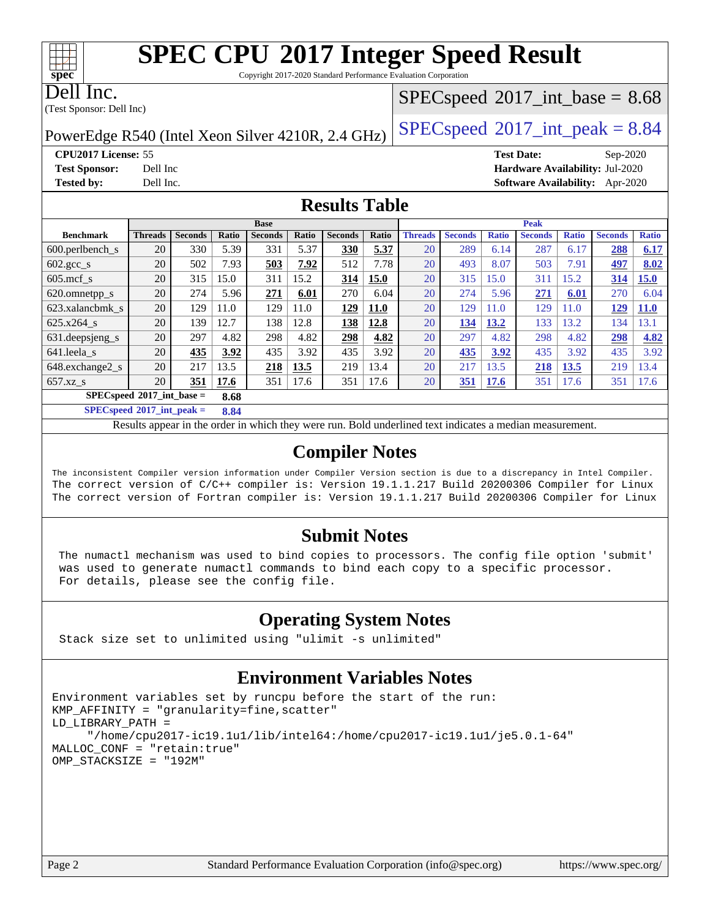# SPEC CPU 2017 Integer Speed Result

Copyright 2017-2020 Standard Performance Evaluation Corporation

**Dell Inc.**
(Test Sponsor: Dell Inc)

PowerEdge R540 (Intel Xeon Silver 4210R, 2.4 GHz)

SPECspeed 2017_int_base = 8.68

SPECspeed 2017_int_peak = 8.84

**CPU2017 License:** 55
**Test Sponsor:** Dell Inc
**Tested by:** Dell Inc.

**Test Date:** Sep-2020
**Hardware Availability:** Jul-2020
**Software Availability:** Apr-2020

## Results Table

| Benchmark | Base | | | | | | | Peak | | | | | | |
|---|---|---|---|---|---|---|---|---|---|---|---|---|---|---|
| | Threads | Seconds | Ratio | Seconds | Ratio | Seconds | Ratio | Threads | Seconds | Ratio | Seconds | Ratio | Seconds | Ratio |
| 600.perlbench_s | 20 | 330 | 5.39 | 331 | 5.37 | **330** | **5.37** | 20 | 289 | 6.14 | 287 | 6.17 | **288** | **6.17** |
| 602.gcc_s | 20 | 502 | 7.93 | **503** | **7.92** | 512 | 7.78 | 20 | 493 | 8.07 | 503 | 7.91 | **497** | **8.02** |
| 605.mcf_s | 20 | 315 | 15.0 | 311 | 15.2 | **314** | **15.0** | 20 | 315 | 15.0 | 311 | 15.2 | **314** | **15.0** |
| 620.omnetpp_s | 20 | 274 | 5.96 | **271** | **6.01** | 270 | 6.04 | 20 | 274 | 5.96 | **271** | **6.01** | 270 | 6.04 |
| 623.xalancbmk_s | 20 | 129 | 11.0 | 129 | 11.0 | **129** | **11.0** | 20 | 129 | 11.0 | 129 | 11.0 | **129** | **11.0** |
| 625.x264_s | 20 | 139 | 12.7 | 138 | 12.8 | **138** | **12.8** | 20 | **134** | **13.2** | 133 | 13.2 | 134 | 13.1 |
| 631.deepsjeng_s | 20 | 297 | 4.82 | 298 | 4.82 | **298** | **4.82** | 20 | 297 | 4.82 | 298 | 4.82 | **298** | **4.82** |
| 641.leela_s | 20 | **435** | **3.92** | 435 | 3.92 | 435 | 3.92 | 20 | **435** | **3.92** | 435 | 3.92 | 435 | 3.92 |
| 648.exchange2_s | 20 | 217 | 13.5 | **218** | **13.5** | 219 | 13.4 | 20 | 217 | 13.5 | **218** | **13.5** | 219 | 13.4 |
| 657.xz_s | 20 | **351** | **17.6** | 351 | 17.6 | 351 | 17.6 | 20 | **351** | **17.6** | 351 | 17.6 | 351 | 17.6 |

**SPECspeed 2017_int_base = 8.68**

**SPECspeed 2017_int_peak = 8.84**

Results appear in the order in which they were run. Bold underlined text indicates a median measurement.

## Compiler Notes

The inconsistent Compiler version information under Compiler Version section is due to a discrepancy in Intel Compiler.
The correct version of C/C++ compiler is: Version 19.1.1.217 Build 20200306 Compiler for Linux
The correct version of Fortran compiler is: Version 19.1.1.217 Build 20200306 Compiler for Linux

## Submit Notes

The numactl mechanism was used to bind copies to processors. The config file option 'submit' was used to generate numactl commands to bind each copy to a specific processor. For details, please see the config file.

## Operating System Notes

Stack size set to unlimited using "ulimit -s unlimited"

## Environment Variables Notes

```
Environment variables set by runcpu before the start of the run:
KMP_AFFINITY = "granularity=fine,scatter"
LD_LIBRARY_PATH =
     "/home/cpu2017-ic19.1u1/lib/intel64:/home/cpu2017-ic19.1u1/je5.0.1-64"
MALLOC_CONF = "retain:true"
OMP_STACKSIZE = "192M"
```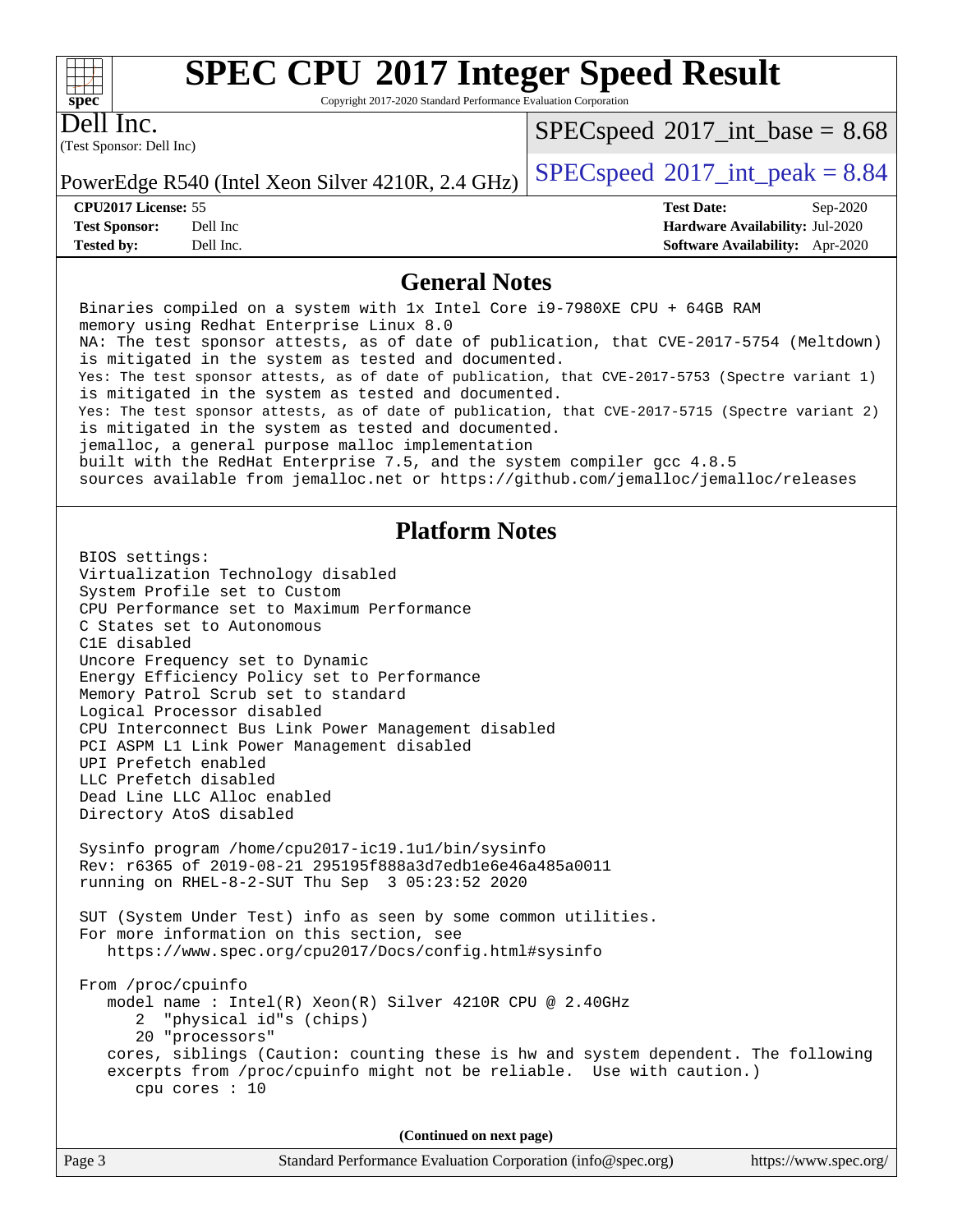# SPEC CPU 2017 Integer Speed Result

Copyright 2017-2020 Standard Performance Evaluation Corporation

**Dell Inc.**
(Test Sponsor: Dell Inc)

PowerEdge R540 (Intel Xeon Silver 4210R, 2.4 GHz)

SPECspeed 2017_int_base = 8.68

SPECspeed 2017_int_peak = 8.84

| | | | |
|---|---|---|---|
| **CPU2017 License:** | 55 | **Test Date:** | Sep-2020 |
| **Test Sponsor:** | Dell Inc | **Hardware Availability:** | Jul-2020 |
| **Tested by:** | Dell Inc. | **Software Availability:** | Apr-2020 |

## General Notes

```
Binaries compiled on a system with 1x Intel Core i9-7980XE CPU + 64GB RAM
memory using Redhat Enterprise Linux 8.0
NA: The test sponsor attests, as of date of publication, that CVE-2017-5754 (Meltdown)
is mitigated in the system as tested and documented.
Yes: The test sponsor attests, as of date of publication, that CVE-2017-5753 (Spectre variant 1)
is mitigated in the system as tested and documented.
Yes: The test sponsor attests, as of date of publication, that CVE-2017-5715 (Spectre variant 2)
is mitigated in the system as tested and documented.
jemalloc, a general purpose malloc implementation
built with the RedHat Enterprise 7.5, and the system compiler gcc 4.8.5
sources available from jemalloc.net or https://github.com/jemalloc/jemalloc/releases
```

## Platform Notes

```
BIOS settings:
Virtualization Technology disabled
System Profile set to Custom
CPU Performance set to Maximum Performance
C States set to Autonomous
C1E disabled
Uncore Frequency set to Dynamic
Energy Efficiency Policy set to Performance
Memory Patrol Scrub set to standard
Logical Processor disabled
CPU Interconnect Bus Link Power Management disabled
PCI ASPM L1 Link Power Management disabled
UPI Prefetch enabled
LLC Prefetch disabled
Dead Line LLC Alloc enabled
Directory AtoS disabled

Sysinfo program /home/cpu2017-ic19.1u1/bin/sysinfo
Rev: r6365 of 2019-08-21 295195f888a3d7edb1e6e46a485a0011
running on RHEL-8-2-SUT Thu Sep  3 05:23:52 2020

SUT (System Under Test) info as seen by some common utilities.
For more information on this section, see
   https://www.spec.org/cpu2017/Docs/config.html#sysinfo

From /proc/cpuinfo
   model name : Intel(R) Xeon(R) Silver 4210R CPU @ 2.40GHz
      2  "physical id"s (chips)
      20 "processors"
   cores, siblings (Caution: counting these is hw and system dependent. The following
   excerpts from /proc/cpuinfo might not be reliable.  Use with caution.)
      cpu cores : 10
```

(Continued on next page)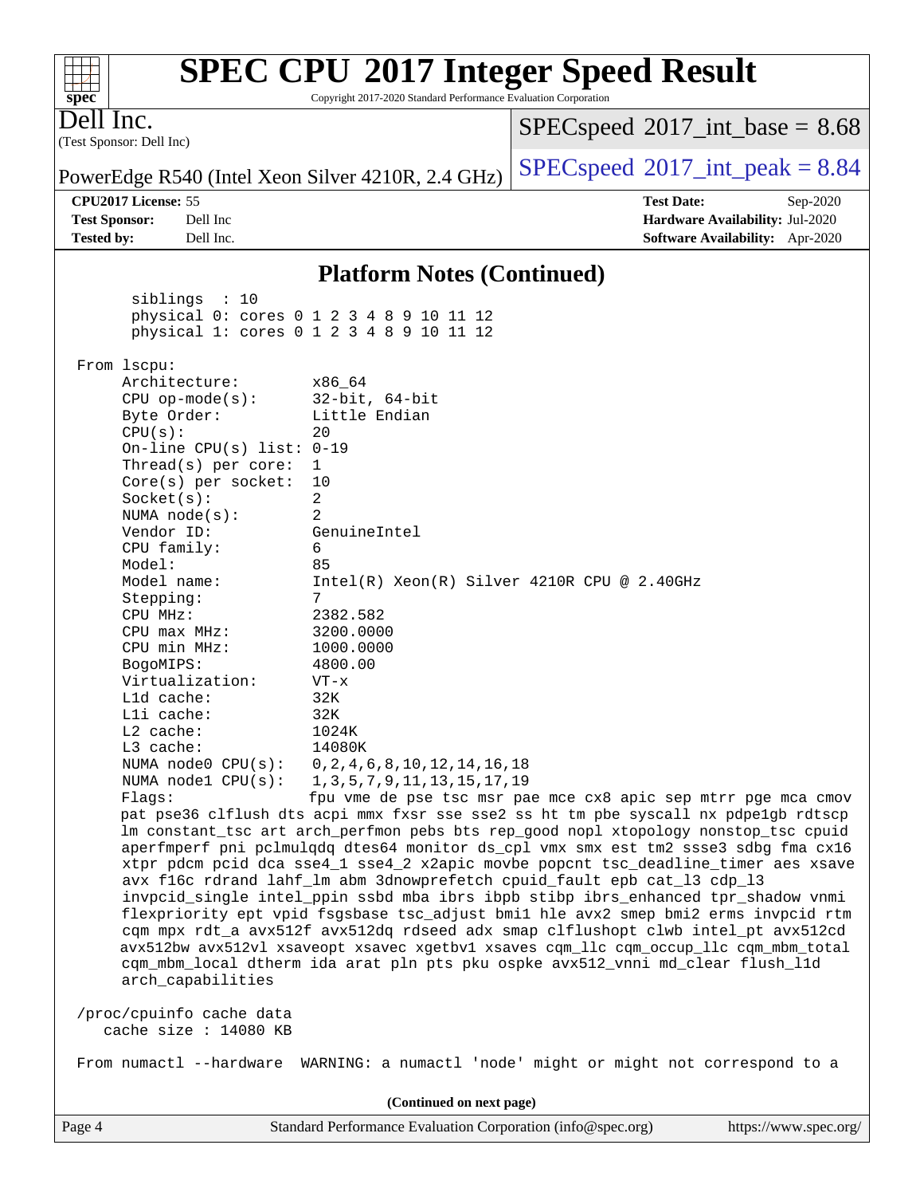## Platform Notes (Continued)

```
      siblings  : 10
      physical 0: cores 0 1 2 3 4 8 9 10 11 12
      physical 1: cores 0 1 2 3 4 8 9 10 11 12

 From lscpu:
      Architecture:        x86_64
      CPU op-mode(s):      32-bit, 64-bit
      Byte Order:          Little Endian
      CPU(s):              20
      On-line CPU(s) list: 0-19
      Thread(s) per core:  1
      Core(s) per socket:  10
      Socket(s):           2
      NUMA node(s):        2
      Vendor ID:           GenuineIntel
      CPU family:          6
      Model:               85
      Model name:          Intel(R) Xeon(R) Silver 4210R CPU @ 2.40GHz
      Stepping:            7
      CPU MHz:             2382.582
      CPU max MHz:         3200.0000
      CPU min MHz:         1000.0000
      BogoMIPS:            4800.00
      Virtualization:      VT-x
      L1d cache:           32K
      L1i cache:           32K
      L2 cache:            1024K
      L3 cache:            14080K
      NUMA node0 CPU(s):   0,2,4,6,8,10,12,14,16,18
      NUMA node1 CPU(s):   1,3,5,7,9,11,13,15,17,19
      Flags:               fpu vme de pse tsc msr pae mce cx8 apic sep mtrr pge mca cmov
      pat pse36 clflush dts acpi mmx fxsr sse sse2 ss ht tm pbe syscall nx pdpe1gb rdtscp
      lm constant_tsc art arch_perfmon pebs bts rep_good nopl xtopology nonstop_tsc cpuid
      aperfmperf pni pclmulqdq dtes64 monitor ds_cpl vmx smx est tm2 ssse3 sdbg fma cx16
      xtpr pdcm pcid dca sse4_1 sse4_2 x2apic movbe popcnt tsc_deadline_timer aes xsave
      avx f16c rdrand lahf_lm abm 3dnowprefetch cpuid_fault epb cat_l3 cdp_l3
      invpcid_single intel_ppin ssbd mba ibrs ibpb stibp ibrs_enhanced tpr_shadow vnmi
      flexpriority ept vpid fsgsbase tsc_adjust bmi1 hle avx2 smep bmi2 erms invpcid rtm
      cqm mpx rdt_a avx512f avx512dq rdseed adx smap clflushopt clwb intel_pt avx512cd
      avx512bw avx512vl xsaveopt xsavec xgetbv1 xsaves cqm_llc cqm_occup_llc cqm_mbm_total
      cqm_mbm_local dtherm ida arat pln pts pku ospke avx512_vnni md_clear flush_l1d
      arch_capabilities

 /proc/cpuinfo cache data
    cache size : 14080 KB

 From numactl --hardware  WARNING: a numactl 'node' might or might not correspond to a
```

(Continued on next page)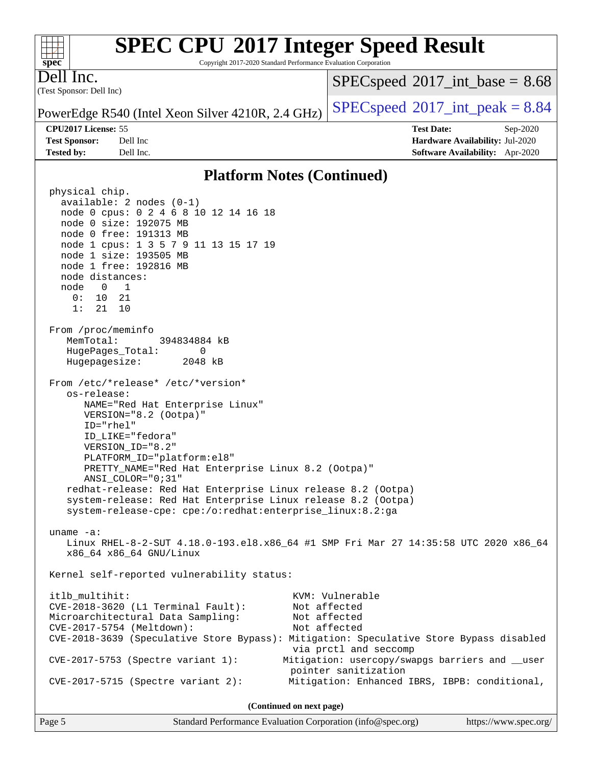## Platform Notes (Continued)

```
physical chip.
  available: 2 nodes (0-1)
  node 0 cpus: 0 2 4 6 8 10 12 14 16 18
  node 0 size: 192075 MB
  node 0 free: 191313 MB
  node 1 cpus: 1 3 5 7 9 11 13 15 17 19
  node 1 size: 193505 MB
  node 1 free: 192816 MB
  node distances:
  node   0   1
    0:  10  21
    1:  21  10

From /proc/meminfo
   MemTotal:       394834884 kB
   HugePages_Total:       0
   Hugepagesize:       2048 kB

From /etc/*release* /etc/*version*
   os-release:
      NAME="Red Hat Enterprise Linux"
      VERSION="8.2 (Ootpa)"
      ID="rhel"
      ID_LIKE="fedora"
      VERSION_ID="8.2"
      PLATFORM_ID="platform:el8"
      PRETTY_NAME="Red Hat Enterprise Linux 8.2 (Ootpa)"
      ANSI_COLOR="0;31"
   redhat-release: Red Hat Enterprise Linux release 8.2 (Ootpa)
   system-release: Red Hat Enterprise Linux release 8.2 (Ootpa)
   system-release-cpe: cpe:/o:redhat:enterprise_linux:8.2:ga

uname -a:
   Linux RHEL-8-2-SUT 4.18.0-193.el8.x86_64 #1 SMP Fri Mar 27 14:35:58 UTC 2020 x86_64
   x86_64 x86_64 GNU/Linux

Kernel self-reported vulnerability status:

itlb_multihit:                                        KVM: Vulnerable
CVE-2018-3620 (L1 Terminal Fault):                    Not affected
Microarchitectural Data Sampling:                     Not affected
CVE-2017-5754 (Meltdown):                             Not affected
CVE-2018-3639 (Speculative Store Bypass): Mitigation: Speculative Store Bypass disabled
                                                      via prctl and seccomp
CVE-2017-5753 (Spectre variant 1):                   Mitigation: usercopy/swapgs barriers and __user
                                                      pointer sanitization
CVE-2017-5715 (Spectre variant 2):                   Mitigation: Enhanced IBRS, IBPB: conditional,
```

**(Continued on next page)**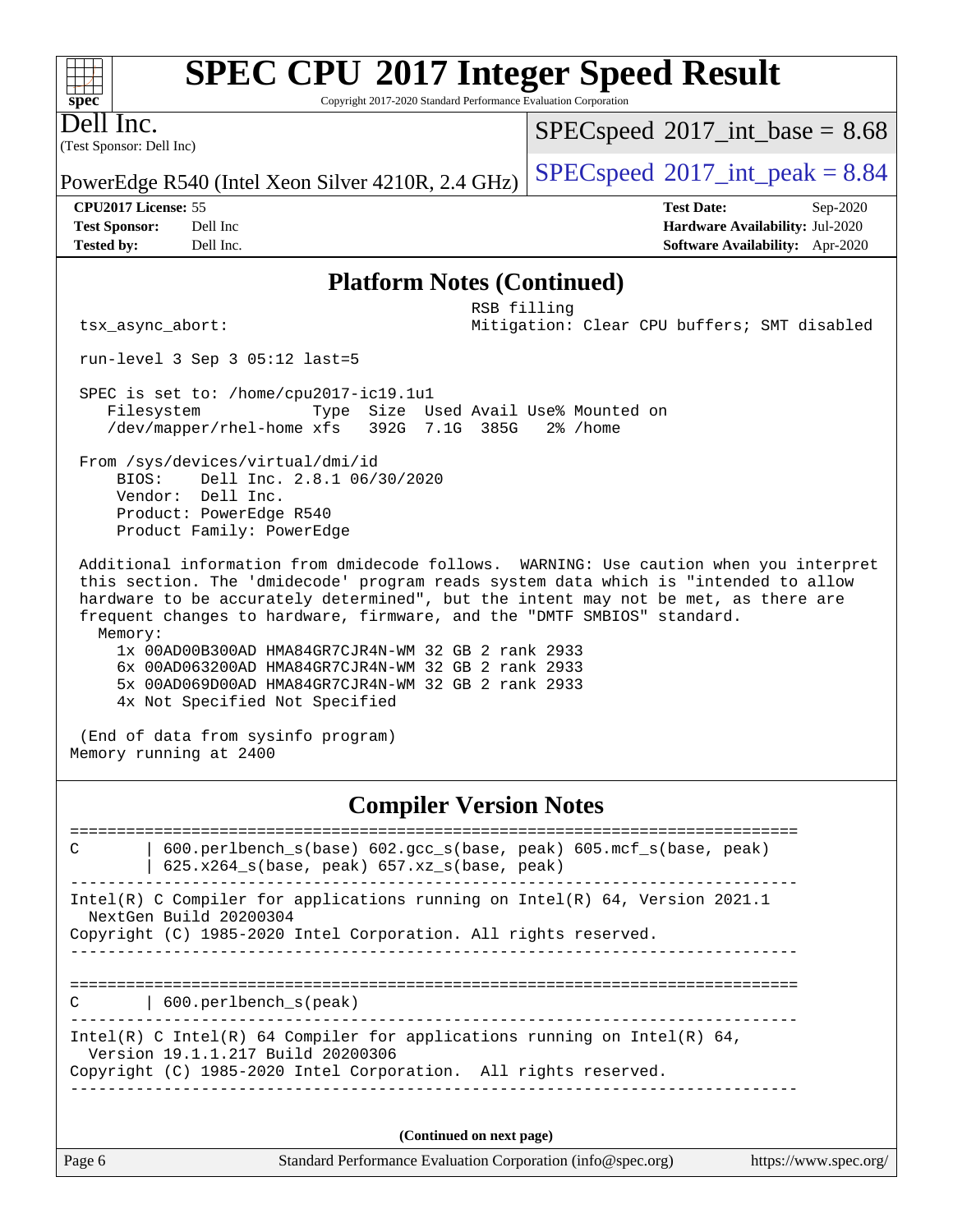## Platform Notes (Continued)

```
                                              RSB filling
 tsx_async_abort:                             Mitigation: Clear CPU buffers; SMT disabled

 run-level 3 Sep 3 05:12 last=5

 SPEC is set to: /home/cpu2017-ic19.1u1
    Filesystem            Type  Size  Used Avail Use% Mounted on
    /dev/mapper/rhel-home xfs   392G  7.1G  385G   2% /home

 From /sys/devices/virtual/dmi/id
     BIOS:    Dell Inc. 2.8.1 06/30/2020
     Vendor:  Dell Inc.
     Product: PowerEdge R540
     Product Family: PowerEdge

 Additional information from dmidecode follows.  WARNING: Use caution when you interpret
 this section. The 'dmidecode' program reads system data which is "intended to allow
 hardware to be accurately determined", but the intent may not be met, as there are
 frequent changes to hardware, firmware, and the "DMTF SMBIOS" standard.
   Memory:
     1x 00AD00B300AD HMA84GR7CJR4N-WM 32 GB 2 rank 2933
     6x 00AD063200AD HMA84GR7CJR4N-WM 32 GB 2 rank 2933
     5x 00AD069D00AD HMA84GR7CJR4N-WM 32 GB 2 rank 2933
     4x Not Specified Not Specified

 (End of data from sysinfo program)
Memory running at 2400
```

## Compiler Version Notes

```
==============================================================================
C       | 600.perlbench_s(base) 602.gcc_s(base, peak) 605.mcf_s(base, peak)
        | 625.x264_s(base, peak) 657.xz_s(base, peak)
------------------------------------------------------------------------------
Intel(R) C Compiler for applications running on Intel(R) 64, Version 2021.1
  NextGen Build 20200304
Copyright (C) 1985-2020 Intel Corporation. All rights reserved.
------------------------------------------------------------------------------

==============================================================================
C       | 600.perlbench_s(peak)
------------------------------------------------------------------------------
Intel(R) C Intel(R) 64 Compiler for applications running on Intel(R) 64,
  Version 19.1.1.217 Build 20200306
Copyright (C) 1985-2020 Intel Corporation.  All rights reserved.
------------------------------------------------------------------------------
```

**(Continued on next page)**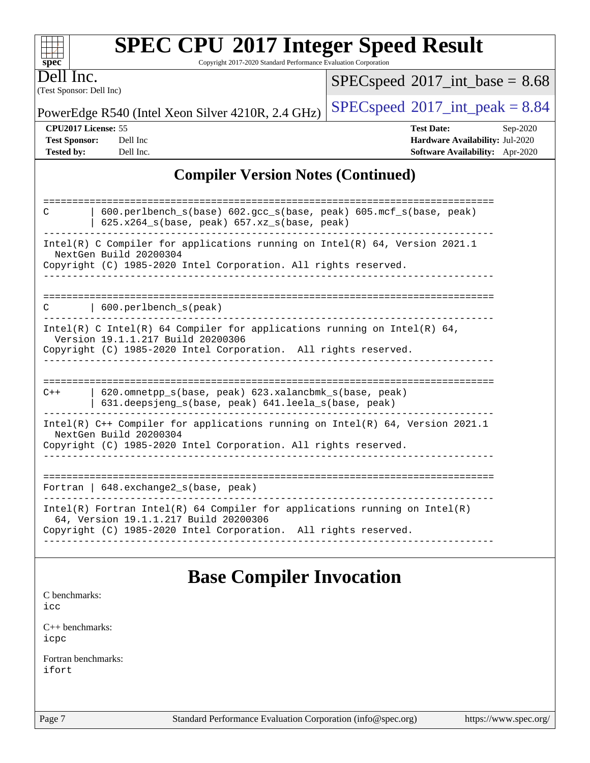## Compiler Version Notes (Continued)

```
==============================================================================
C       | 600.perlbench_s(base) 602.gcc_s(base, peak) 605.mcf_s(base, peak)
        | 625.x264_s(base, peak) 657.xz_s(base, peak)
------------------------------------------------------------------------------
Intel(R) C Compiler for applications running on Intel(R) 64, Version 2021.1
  NextGen Build 20200304
Copyright (C) 1985-2020 Intel Corporation. All rights reserved.
------------------------------------------------------------------------------

==============================================================================
C       | 600.perlbench_s(peak)
------------------------------------------------------------------------------
Intel(R) C Intel(R) 64 Compiler for applications running on Intel(R) 64,
  Version 19.1.1.217 Build 20200306
Copyright (C) 1985-2020 Intel Corporation.  All rights reserved.
------------------------------------------------------------------------------

==============================================================================
C++     | 620.omnetpp_s(base, peak) 623.xalancbmk_s(base, peak)
        | 631.deepsjeng_s(base, peak) 641.leela_s(base, peak)
------------------------------------------------------------------------------
Intel(R) C++ Compiler for applications running on Intel(R) 64, Version 2021.1
  NextGen Build 20200304
Copyright (C) 1985-2020 Intel Corporation. All rights reserved.
------------------------------------------------------------------------------

==============================================================================
Fortran | 648.exchange2_s(base, peak)
------------------------------------------------------------------------------
Intel(R) Fortran Intel(R) 64 Compiler for applications running on Intel(R)
  64, Version 19.1.1.217 Build 20200306
Copyright (C) 1985-2020 Intel Corporation.  All rights reserved.
------------------------------------------------------------------------------
```

## Base Compiler Invocation

C benchmarks:
icc

C++ benchmarks:
icpc

Fortran benchmarks:
ifort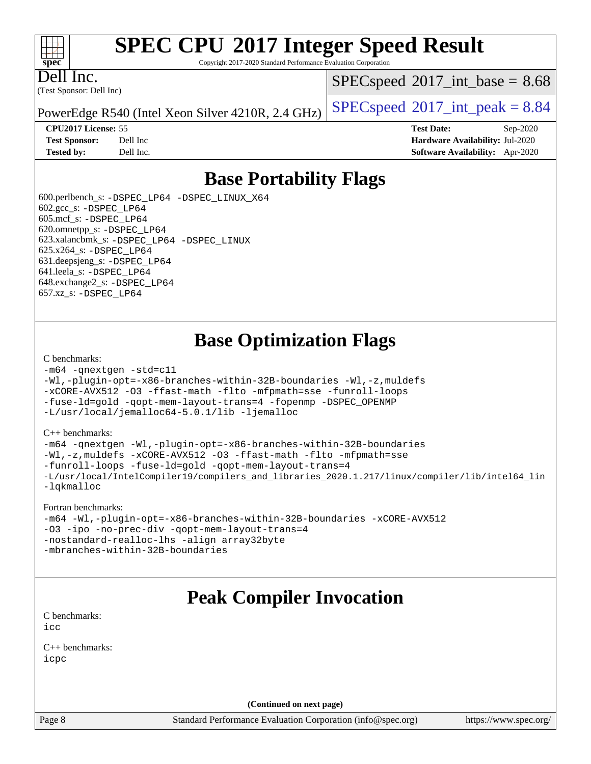# SPEC CPU 2017 Integer Speed Result

Copyright 2017-2020 Standard Performance Evaluation Corporation

Dell Inc.
(Test Sponsor: Dell Inc)

PowerEdge R540 (Intel Xeon Silver 4210R, 2.4 GHz)

SPECspeed 2017_int_base = 8.68

SPECspeed 2017_int_peak = 8.84

**CPU2017 License:** 55
**Test Sponsor:** Dell Inc
**Tested by:** Dell Inc.

**Test Date:** Sep-2020
**Hardware Availability:** Jul-2020
**Software Availability:** Apr-2020

## Base Portability Flags

600.perlbench_s: -DSPEC_LP64 -DSPEC_LINUX_X64
602.gcc_s: -DSPEC_LP64
605.mcf_s: -DSPEC_LP64
620.omnetpp_s: -DSPEC_LP64
623.xalancbmk_s: -DSPEC_LP64 -DSPEC_LINUX
625.x264_s: -DSPEC_LP64
631.deepsjeng_s: -DSPEC_LP64
641.leela_s: -DSPEC_LP64
648.exchange2_s: -DSPEC_LP64
657.xz_s: -DSPEC_LP64

## Base Optimization Flags

C benchmarks:

```
-m64 -qnextgen -std=c11
-Wl,-plugin-opt=-x86-branches-within-32B-boundaries -Wl,-z,muldefs
-xCORE-AVX512 -O3 -ffast-math -flto -mfpmath=sse -funroll-loops
-fuse-ld=gold -qopt-mem-layout-trans=4 -fopenmp -DSPEC_OPENMP
-L/usr/local/jemalloc64-5.0.1/lib -ljemalloc
```

C++ benchmarks:

```
-m64 -qnextgen -Wl,-plugin-opt=-x86-branches-within-32B-boundaries
-Wl,-z,muldefs -xCORE-AVX512 -O3 -ffast-math -flto -mfpmath=sse
-funroll-loops -fuse-ld=gold -qopt-mem-layout-trans=4
-L/usr/local/IntelCompiler19/compilers_and_libraries_2020.1.217/linux/compiler/lib/intel64_lin
-lqkmalloc
```

Fortran benchmarks:

```
-m64 -Wl,-plugin-opt=-x86-branches-within-32B-boundaries -xCORE-AVX512
-O3 -ipo -no-prec-div -qopt-mem-layout-trans=4
-nostandard-realloc-lhs -align array32byte
-mbranches-within-32B-boundaries
```

## Peak Compiler Invocation

C benchmarks:
icc

C++ benchmarks:
icpc

(Continued on next page)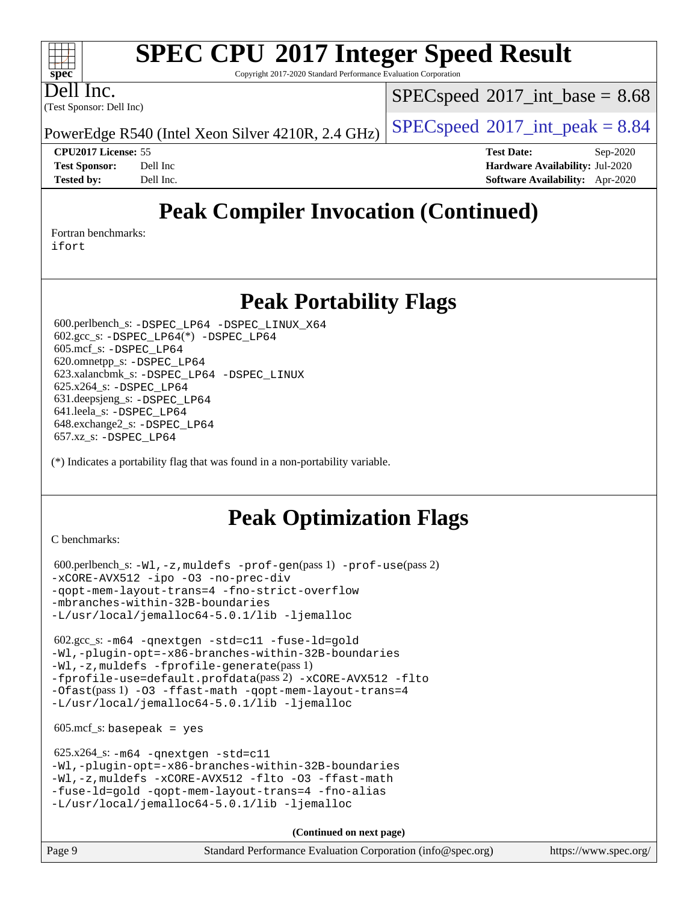# SPEC CPU 2017 Integer Speed Result

Copyright 2017-2020 Standard Performance Evaluation Corporation

Dell Inc.
(Test Sponsor: Dell Inc)

PowerEdge R540 (Intel Xeon Silver 4210R, 2.4 GHz)

SPECspeed 2017_int_base = 8.68

SPECspeed 2017_int_peak = 8.84

**CPU2017 License:** 55
**Test Sponsor:** Dell Inc
**Tested by:** Dell Inc.

**Test Date:** Sep-2020
**Hardware Availability:** Jul-2020
**Software Availability:** Apr-2020

## Peak Compiler Invocation (Continued)

Fortran benchmarks:
ifort

## Peak Portability Flags

600.perlbench_s: -DSPEC_LP64 -DSPEC_LINUX_X64
602.gcc_s: -DSPEC_LP64(*) -DSPEC_LP64
605.mcf_s: -DSPEC_LP64
620.omnetpp_s: -DSPEC_LP64
623.xalancbmk_s: -DSPEC_LP64 -DSPEC_LINUX
625.x264_s: -DSPEC_LP64
631.deepsjeng_s: -DSPEC_LP64
641.leela_s: -DSPEC_LP64
648.exchange2_s: -DSPEC_LP64
657.xz_s: -DSPEC_LP64

(*) Indicates a portability flag that was found in a non-portability variable.

## Peak Optimization Flags

C benchmarks:

600.perlbench_s: -Wl,-z,muldefs -prof-gen(pass 1) -prof-use(pass 2)
-xCORE-AVX512 -ipo -O3 -no-prec-div
-qopt-mem-layout-trans=4 -fno-strict-overflow
-mbranches-within-32B-boundaries
-L/usr/local/jemalloc64-5.0.1/lib -ljemalloc

602.gcc_s: -m64 -qnextgen -std=c11 -fuse-ld=gold
-Wl,-plugin-opt=-x86-branches-within-32B-boundaries
-Wl,-z,muldefs -fprofile-generate(pass 1)
-fprofile-use=default.profdata(pass 2) -xCORE-AVX512 -flto
-Ofast(pass 1) -O3 -ffast-math -qopt-mem-layout-trans=4
-L/usr/local/jemalloc64-5.0.1/lib -ljemalloc

605.mcf_s: basepeak = yes

625.x264_s: -m64 -qnextgen -std=c11
-Wl,-plugin-opt=-x86-branches-within-32B-boundaries
-Wl,-z,muldefs -xCORE-AVX512 -flto -O3 -ffast-math
-fuse-ld=gold -qopt-mem-layout-trans=4 -fno-alias
-L/usr/local/jemalloc64-5.0.1/lib -ljemalloc

**(Continued on next page)**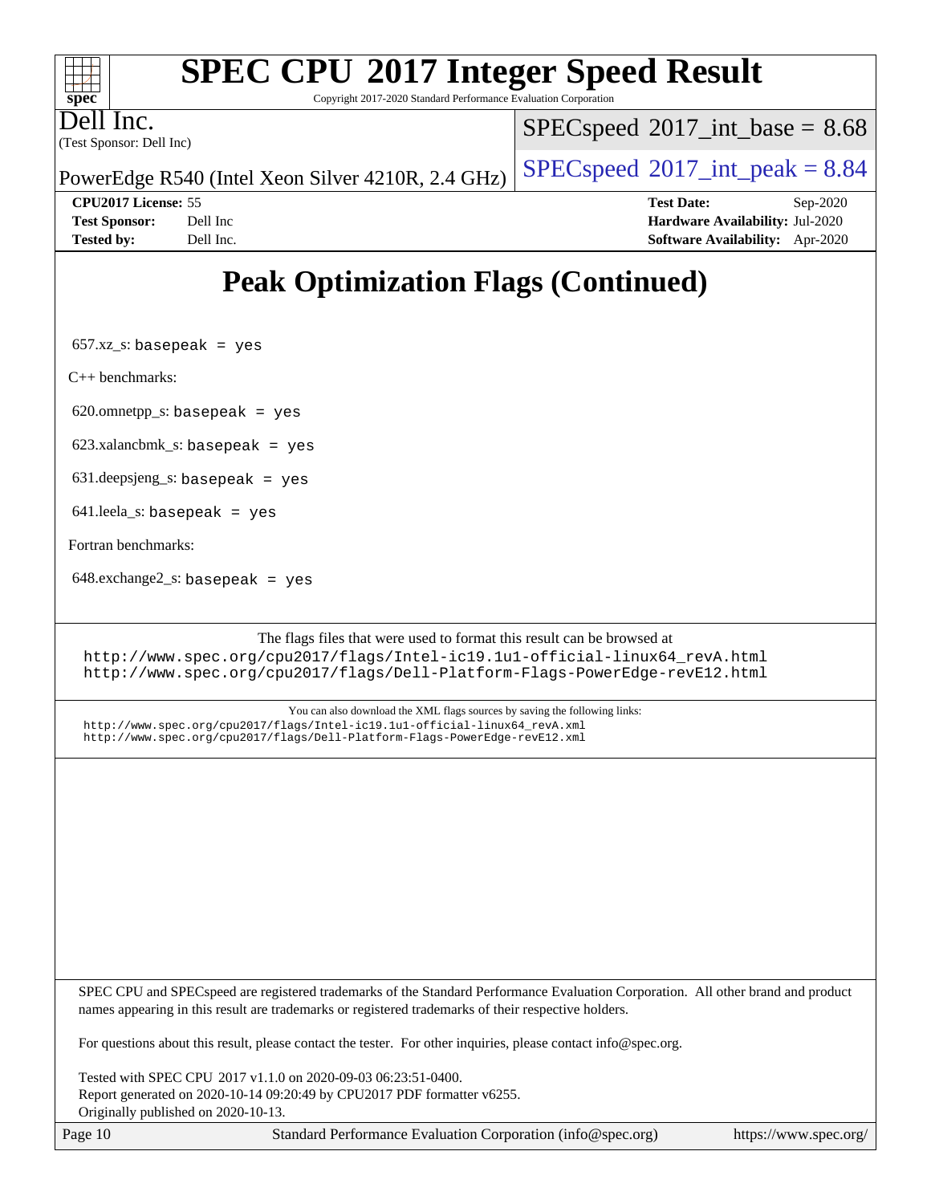# SPEC CPU 2017 Integer Speed Result

Copyright 2017-2020 Standard Performance Evaluation Corporation

Dell Inc.
(Test Sponsor: Dell Inc)

PowerEdge R540 (Intel Xeon Silver 4210R, 2.4 GHz)

SPECspeed 2017_int_base = 8.68

SPECspeed 2017_int_peak = 8.84

**CPU2017 License:** 55
**Test Sponsor:** Dell Inc
**Tested by:** Dell Inc.

**Test Date:** Sep-2020
**Hardware Availability:** Jul-2020
**Software Availability:** Apr-2020

## Peak Optimization Flags (Continued)

657.xz_s: basepeak = yes

C++ benchmarks:

620.omnetpp_s: basepeak = yes

623.xalancbmk_s: basepeak = yes

631.deepsjeng_s: basepeak = yes

641.leela_s: basepeak = yes

Fortran benchmarks:

648.exchange2_s: basepeak = yes

The flags files that were used to format this result can be browsed at
http://www.spec.org/cpu2017/flags/Intel-ic19.1u1-official-linux64_revA.html
http://www.spec.org/cpu2017/flags/Dell-Platform-Flags-PowerEdge-revE12.html

You can also download the XML flags sources by saving the following links:
http://www.spec.org/cpu2017/flags/Intel-ic19.1u1-official-linux64_revA.xml
http://www.spec.org/cpu2017/flags/Dell-Platform-Flags-PowerEdge-revE12.xml

SPEC CPU and SPECspeed are registered trademarks of the Standard Performance Evaluation Corporation. All other brand and product names appearing in this result are trademarks or registered trademarks of their respective holders.

For questions about this result, please contact the tester. For other inquiries, please contact info@spec.org.

Tested with SPEC CPU 2017 v1.1.0 on 2020-09-03 06:23:51-0400.
Report generated on 2020-10-14 09:20:49 by CPU2017 PDF formatter v6255.
Originally published on 2020-10-13.